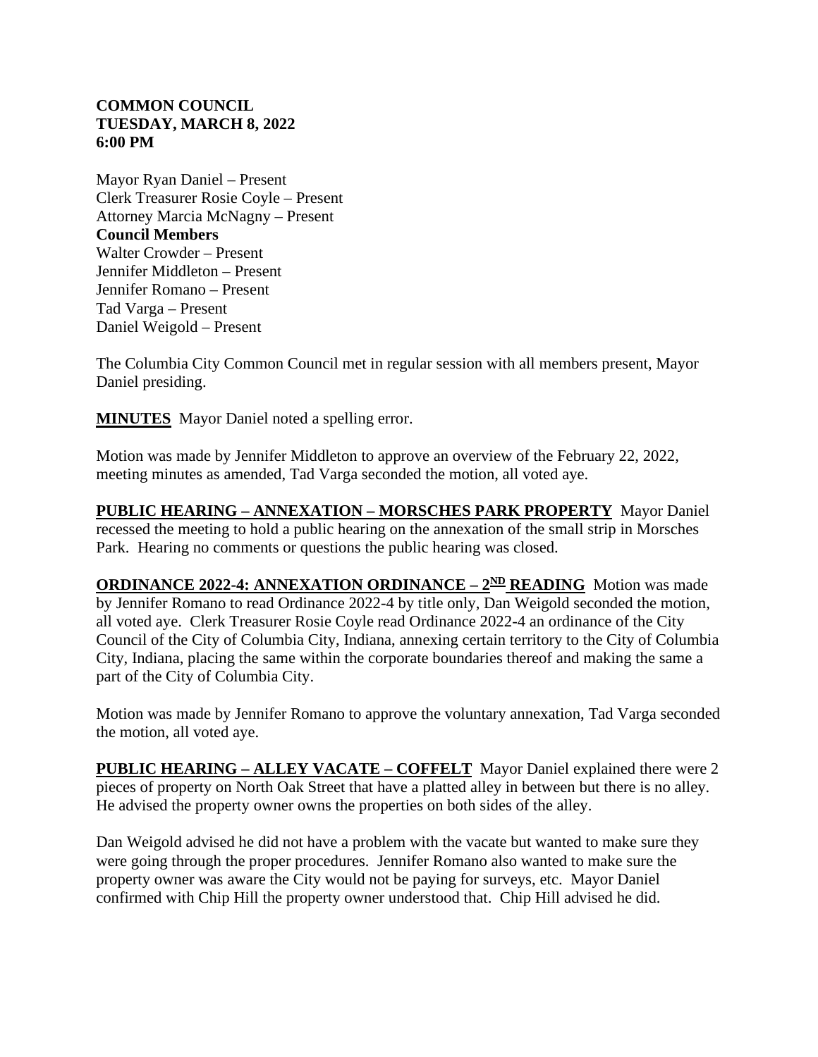**COMMON COUNCIL**
**TUESDAY, MARCH 8, 2022**
**6:00 PM**

Mayor Ryan Daniel – Present
Clerk Treasurer Rosie Coyle – Present
Attorney Marcia McNagny – Present
**Council Members**
Walter Crowder – Present
Jennifer Middleton – Present
Jennifer Romano – Present
Tad Varga – Present
Daniel Weigold – Present

The Columbia City Common Council met in regular session with all members present, Mayor Daniel presiding.

**MINUTES** Mayor Daniel noted a spelling error.

Motion was made by Jennifer Middleton to approve an overview of the February 22, 2022, meeting minutes as amended, Tad Varga seconded the motion, all voted aye.

**PUBLIC HEARING – ANNEXATION – MORSCHES PARK PROPERTY** Mayor Daniel recessed the meeting to hold a public hearing on the annexation of the small strip in Morsches Park. Hearing no comments or questions the public hearing was closed.

**ORDINANCE 2022-4: ANNEXATION ORDINANCE – 2ND READING** Motion was made by Jennifer Romano to read Ordinance 2022-4 by title only, Dan Weigold seconded the motion, all voted aye. Clerk Treasurer Rosie Coyle read Ordinance 2022-4 an ordinance of the City Council of the City of Columbia City, Indiana, annexing certain territory to the City of Columbia City, Indiana, placing the same within the corporate boundaries thereof and making the same a part of the City of Columbia City.

Motion was made by Jennifer Romano to approve the voluntary annexation, Tad Varga seconded the motion, all voted aye.

**PUBLIC HEARING – ALLEY VACATE – COFFELT** Mayor Daniel explained there were 2 pieces of property on North Oak Street that have a platted alley in between but there is no alley. He advised the property owner owns the properties on both sides of the alley.

Dan Weigold advised he did not have a problem with the vacate but wanted to make sure they were going through the proper procedures. Jennifer Romano also wanted to make sure the property owner was aware the City would not be paying for surveys, etc. Mayor Daniel confirmed with Chip Hill the property owner understood that. Chip Hill advised he did.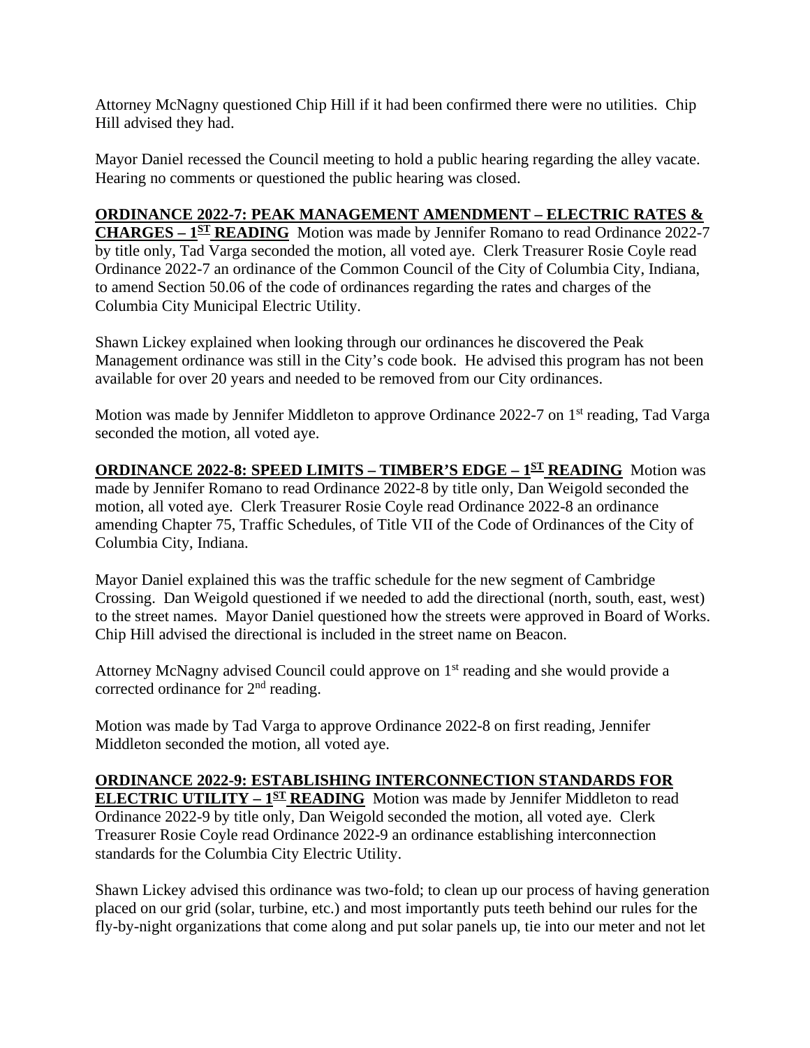Attorney McNagny questioned Chip Hill if it had been confirmed there were no utilities. Chip Hill advised they had.

Mayor Daniel recessed the Council meeting to hold a public hearing regarding the alley vacate. Hearing no comments or questioned the public hearing was closed.

**ORDINANCE 2022-7: PEAK MANAGEMENT AMENDMENT – ELECTRIC RATES & CHARGES – 1ST READING** Motion was made by Jennifer Romano to read Ordinance 2022-7 by title only, Tad Varga seconded the motion, all voted aye. Clerk Treasurer Rosie Coyle read Ordinance 2022-7 an ordinance of the Common Council of the City of Columbia City, Indiana, to amend Section 50.06 of the code of ordinances regarding the rates and charges of the Columbia City Municipal Electric Utility.

Shawn Lickey explained when looking through our ordinances he discovered the Peak Management ordinance was still in the City's code book. He advised this program has not been available for over 20 years and needed to be removed from our City ordinances.

Motion was made by Jennifer Middleton to approve Ordinance 2022-7 on 1st reading, Tad Varga seconded the motion, all voted aye.

**ORDINANCE 2022-8: SPEED LIMITS – TIMBER'S EDGE – 1ST READING** Motion was made by Jennifer Romano to read Ordinance 2022-8 by title only, Dan Weigold seconded the motion, all voted aye. Clerk Treasurer Rosie Coyle read Ordinance 2022-8 an ordinance amending Chapter 75, Traffic Schedules, of Title VII of the Code of Ordinances of the City of Columbia City, Indiana.

Mayor Daniel explained this was the traffic schedule for the new segment of Cambridge Crossing. Dan Weigold questioned if we needed to add the directional (north, south, east, west) to the street names. Mayor Daniel questioned how the streets were approved in Board of Works. Chip Hill advised the directional is included in the street name on Beacon.

Attorney McNagny advised Council could approve on 1st reading and she would provide a corrected ordinance for 2nd reading.

Motion was made by Tad Varga to approve Ordinance 2022-8 on first reading, Jennifer Middleton seconded the motion, all voted aye.

**ORDINANCE 2022-9: ESTABLISHING INTERCONNECTION STANDARDS FOR ELECTRIC UTILITY – 1ST READING** Motion was made by Jennifer Middleton to read Ordinance 2022-9 by title only, Dan Weigold seconded the motion, all voted aye. Clerk Treasurer Rosie Coyle read Ordinance 2022-9 an ordinance establishing interconnection standards for the Columbia City Electric Utility.

Shawn Lickey advised this ordinance was two-fold; to clean up our process of having generation placed on our grid (solar, turbine, etc.) and most importantly puts teeth behind our rules for the fly-by-night organizations that come along and put solar panels up, tie into our meter and not let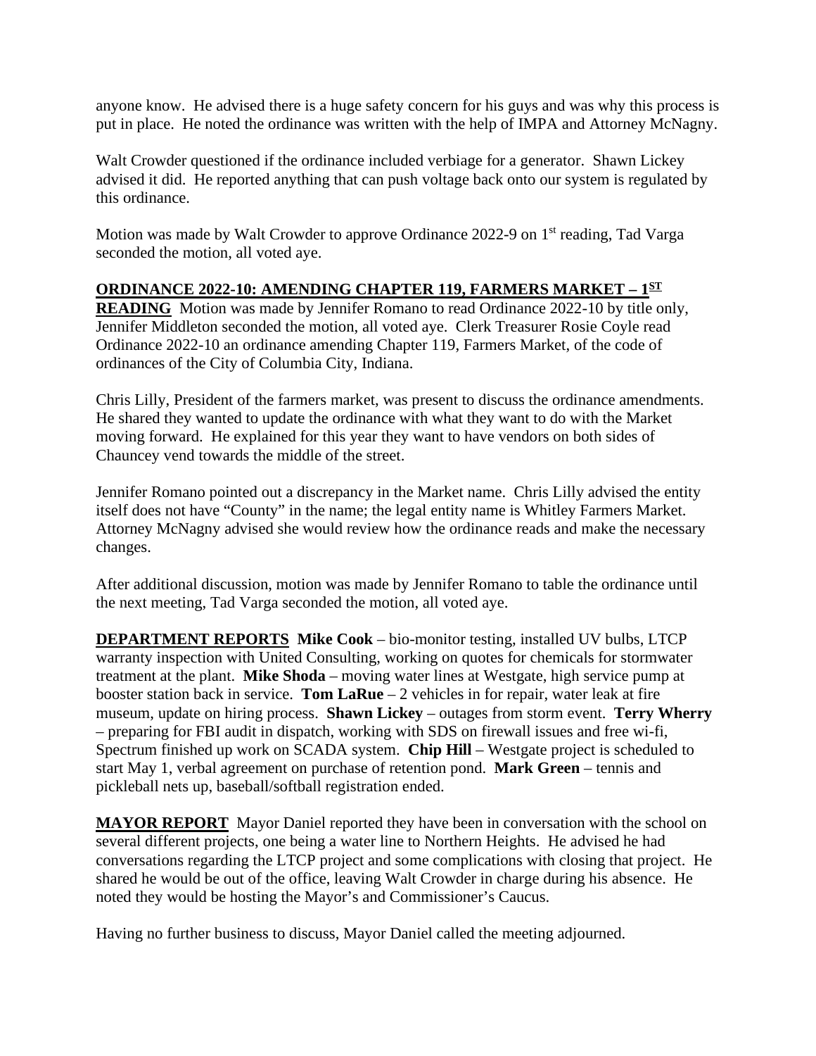anyone know. He advised there is a huge safety concern for his guys and was why this process is put in place. He noted the ordinance was written with the help of IMPA and Attorney McNagny.

Walt Crowder questioned if the ordinance included verbiage for a generator. Shawn Lickey advised it did. He reported anything that can push voltage back onto our system is regulated by this ordinance.

Motion was made by Walt Crowder to approve Ordinance 2022-9 on 1st reading, Tad Varga seconded the motion, all voted aye.

**ORDINANCE 2022-10: AMENDING CHAPTER 119, FARMERS MARKET – 1ST READING** Motion was made by Jennifer Romano to read Ordinance 2022-10 by title only, Jennifer Middleton seconded the motion, all voted aye. Clerk Treasurer Rosie Coyle read Ordinance 2022-10 an ordinance amending Chapter 119, Farmers Market, of the code of ordinances of the City of Columbia City, Indiana.

Chris Lilly, President of the farmers market, was present to discuss the ordinance amendments. He shared they wanted to update the ordinance with what they want to do with the Market moving forward. He explained for this year they want to have vendors on both sides of Chauncey vend towards the middle of the street.

Jennifer Romano pointed out a discrepancy in the Market name. Chris Lilly advised the entity itself does not have "County" in the name; the legal entity name is Whitley Farmers Market. Attorney McNagny advised she would review how the ordinance reads and make the necessary changes.

After additional discussion, motion was made by Jennifer Romano to table the ordinance until the next meeting, Tad Varga seconded the motion, all voted aye.

**DEPARTMENT REPORTS** **Mike Cook** – bio-monitor testing, installed UV bulbs, LTCP warranty inspection with United Consulting, working on quotes for chemicals for stormwater treatment at the plant. **Mike Shoda** – moving water lines at Westgate, high service pump at booster station back in service. **Tom LaRue** – 2 vehicles in for repair, water leak at fire museum, update on hiring process. **Shawn Lickey** – outages from storm event. **Terry Wherry** – preparing for FBI audit in dispatch, working with SDS on firewall issues and free wi-fi, Spectrum finished up work on SCADA system. **Chip Hill** – Westgate project is scheduled to start May 1, verbal agreement on purchase of retention pond. **Mark Green** – tennis and pickleball nets up, baseball/softball registration ended.

**MAYOR REPORT** Mayor Daniel reported they have been in conversation with the school on several different projects, one being a water line to Northern Heights. He advised he had conversations regarding the LTCP project and some complications with closing that project. He shared he would be out of the office, leaving Walt Crowder in charge during his absence. He noted they would be hosting the Mayor's and Commissioner's Caucus.

Having no further business to discuss, Mayor Daniel called the meeting adjourned.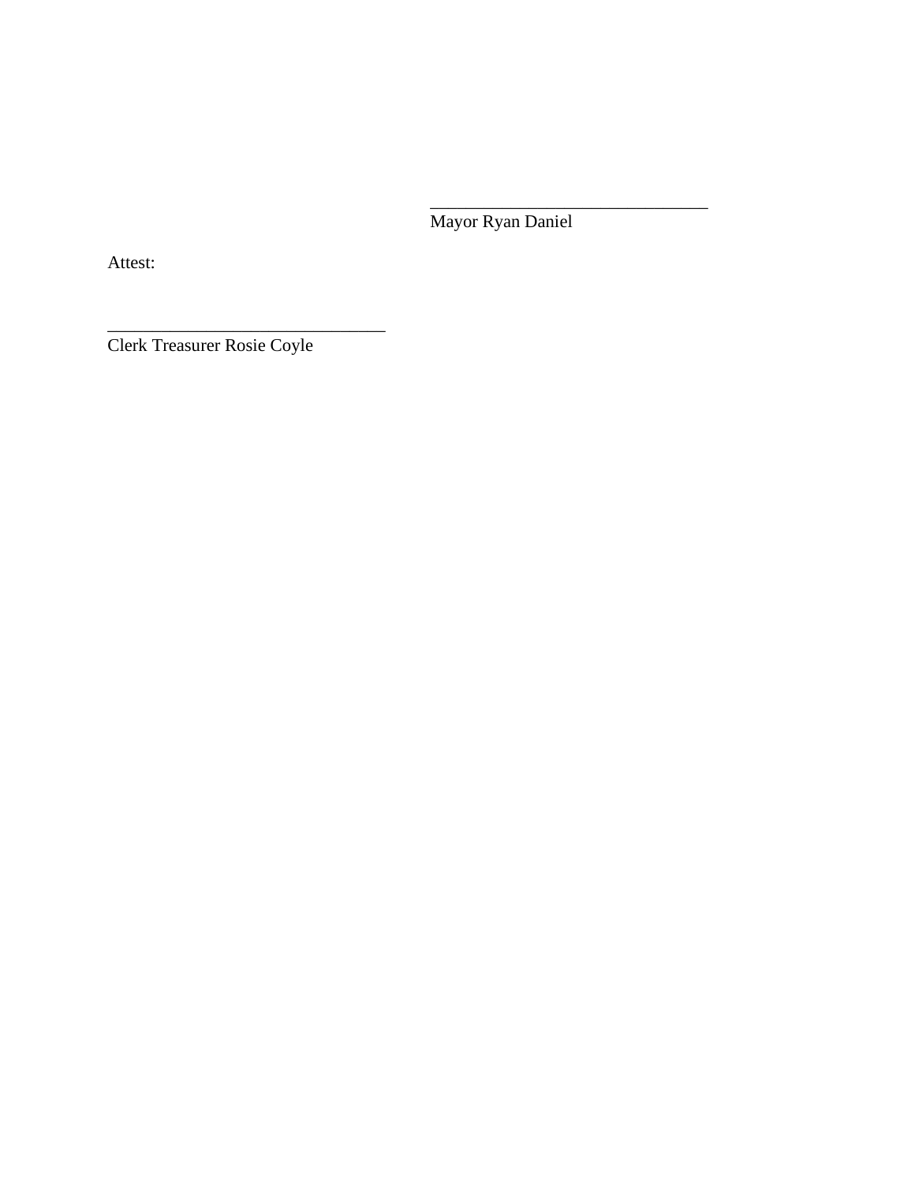\_\_\_\_\_\_\_\_\_\_\_\_\_\_\_\_\_\_\_\_\_\_\_\_\_\_\_\_\_\_\_\_

Mayor Ryan Daniel

Attest:

\_\_\_\_\_\_\_\_\_\_\_\_\_\_\_\_\_\_\_\_\_\_\_\_\_\_\_\_\_\_\_\_

Clerk Treasurer Rosie Coyle